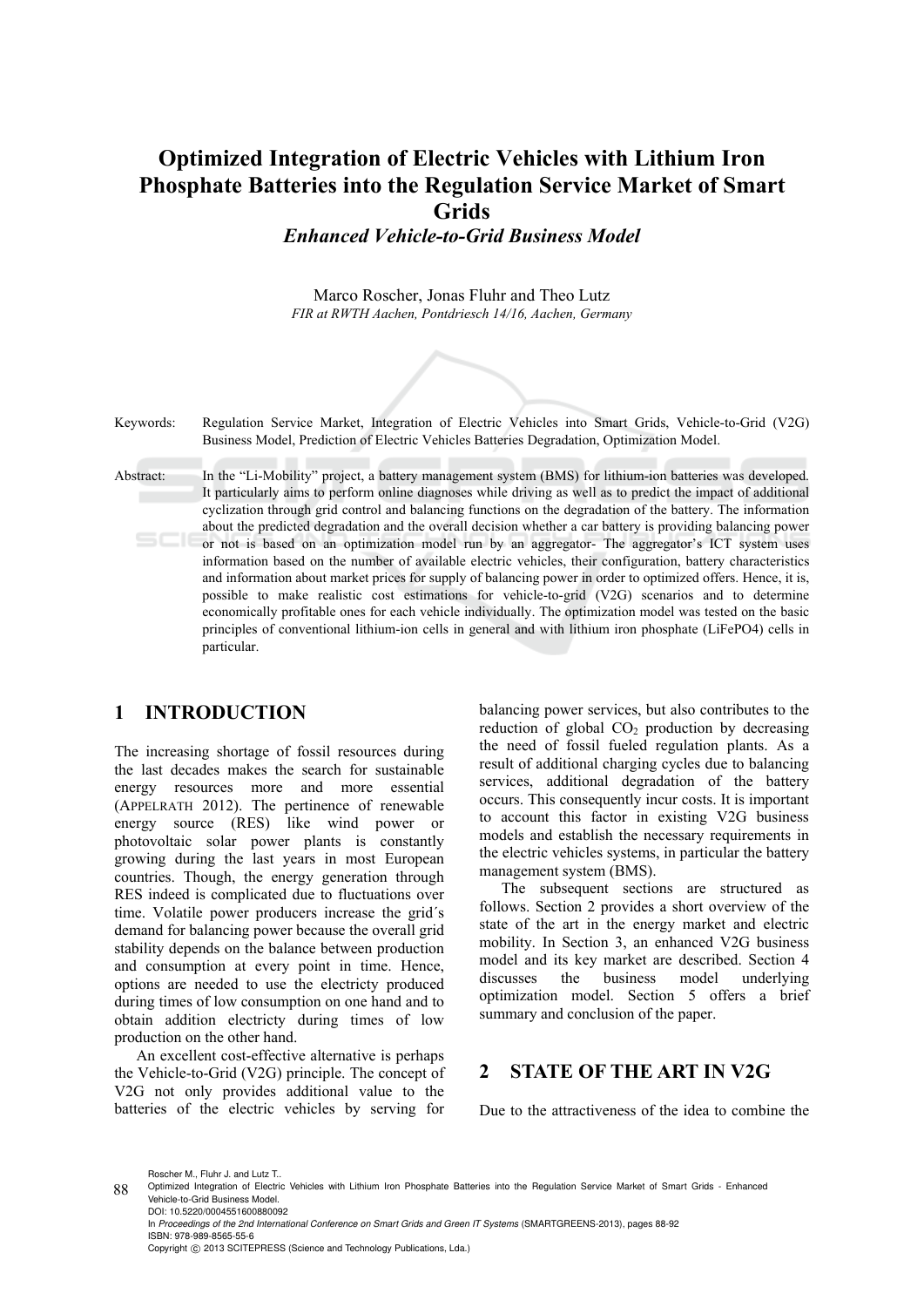# Optimized Integration of Electric Vehicles with Lithium Iron Phosphate Batteries into the Regulation Service Market of Smart Grids

## *Enhanced Vehicle-to-Grid Business Model*

Marco Roscher, Jonas Fluhr and Theo Lutz

*FIR at RWTH Aachen, Pontdriesch 14/16, Aachen, Germany*

Keywords: Regulation Service Market, Integration of Electric Vehicles into Smart Grids, Vehicle-to-Grid (V2G) Business Model, Prediction of Electric Vehicles Batteries Degradation, Optimization Model.

Abstract: In the “Li-Mobility” project, a battery management system (BMS) for lithium-ion batteries was developed. It particularly aims to perform online diagnoses while driving as well as to predict the impact of additional cyclization through grid control and balancing functions on the degradation of the battery. The information about the predicted degradation and the overall decision whether a car battery is providing balancing power or not is based on an optimization model run by an aggregator- The aggregator’s ICT system uses information based on the number of available electric vehicles, their configuration, battery characteristics and information about market prices for supply of balancing power in order to optimized offers. Hence, it is, possible to make realistic cost estimations for vehicle-to-grid (V2G) scenarios and to determine economically profitable ones for each vehicle individually. The optimization model was tested on the basic principles of conventional lithium-ion cells in general and with lithium iron phosphate (LiFePO4) cells in particular.

## 1 INTRODUCTION

The increasing shortage of fossil resources during the last decades makes the search for sustainable energy resources more and more essential (APPELRATH 2012). The pertinence of renewable energy source (RES) like wind power or photovoltaic solar power plants is constantly growing during the last years in most European countries. Though, the energy generation through RES indeed is complicated due to fluctuations over time. Volatile power producers increase the grid´s demand for balancing power because the overall grid stability depends on the balance between production and consumption at every point in time. Hence, options are needed to use the electricty produced during times of low consumption on one hand and to obtain addition electricty during times of low production on the other hand.

An excellent cost-effective alternative is perhaps the Vehicle-to-Grid (V2G) principle. The concept of V2G not only provides additional value to the batteries of the electric vehicles by serving for balancing power services, but also contributes to the reduction of global $CO_2$ production by decreasing the need of fossil fueled regulation plants. As a result of additional charging cycles due to balancing services, additional degradation of the battery occurs. This consequently incur costs. It is important to account this factor in existing V2G business models and establish the necessary requirements in the electric vehicles systems, in particular the battery management system (BMS).

The subsequent sections are structured as follows. Section 2 provides a short overview of the state of the art in the energy market and electric mobility. In Section 3, an enhanced V2G business model and its key market are described. Section 4 discusses the business model underlying optimization model. Section 5 offers a brief summary and conclusion of the paper.

## 2 STATE OF THE ART IN V2G

Due to the attractiveness of the idea to combine the

Roscher M., Fluhr J. and Lutz T..
Optimized Integration of Electric Vehicles with Lithium Iron Phosphate Batteries into the Regulation Service Market of Smart Grids - Enhanced Vehicle-to-Grid Business Model.
DOI: 10.5220/0004551600880092
In *Proceedings of the 2nd International Conference on Smart Grids and Green IT Systems* (SMARTGREENS-2013), pages 88-92
ISBN: 978-989-8565-55-6
Copyright © 2013 SCITEPRESS (Science and Technology Publications, Lda.)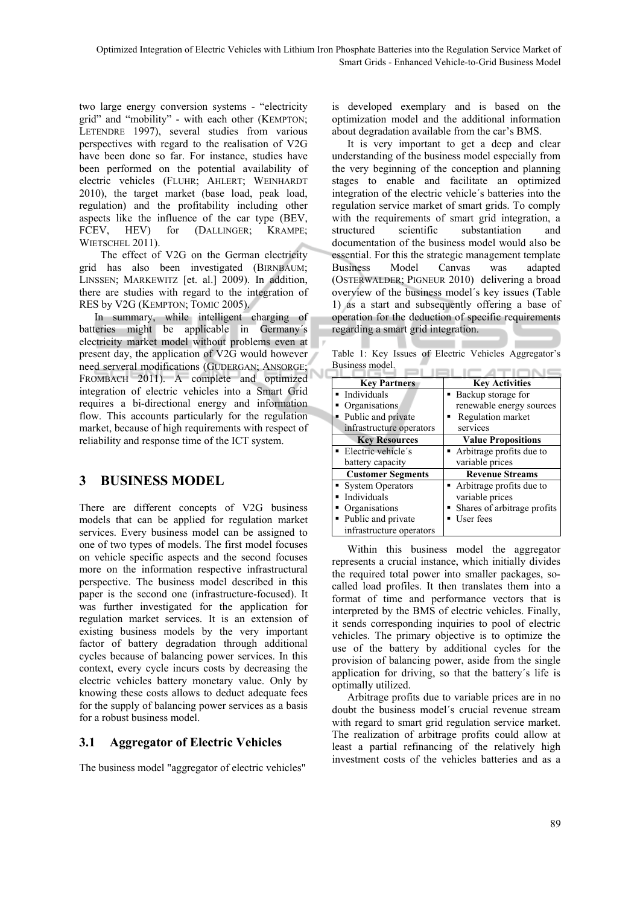two large energy conversion systems - "electricity grid" and "mobility" - with each other (KEMPTON; LETENDRE 1997), several studies from various perspectives with regard to the realisation of V2G have been done so far. For instance, studies have been performed on the potential availability of electric vehicles (FLUHR; AHLERT; WEINHARDT 2010), the target market (base load, peak load, regulation) and the profitability including other aspects like the influence of the car type (BEV, FCEV, HEV) for (DALLINGER; KRAMPE; WIETSCHEL 2011).

The effect of V2G on the German electricity grid has also been investigated (BIRNBAUM; LINSSEN; MARKEWITZ [et. al.] 2009). In addition, there are studies with regard to the integration of RES by V2G (KEMPTON; TOMIC 2005).

In summary, while intelligent charging of batteries might be applicable in Germany´s electricity market model without problems even at present day, the application of V2G would however need serveral modifications (GUDERGAN; ANSORGE; FROMBACH 2011). A complete and optimized integration of electric vehicles into a Smart Grid requires a bi-directional energy and information flow. This accounts particularly for the regulation market, because of high requirements with respect of reliability and response time of the ICT system.

# 3 BUSINESS MODEL

There are different concepts of V2G business models that can be applied for regulation market services. Every business model can be assigned to one of two types of models. The first model focuses on vehicle specific aspects and the second focuses more on the information respective infrastructural perspective. The business model described in this paper is the second one (infrastructure-focused). It was further investigated for the application for regulation market services. It is an extension of existing business models by the very important factor of battery degradation through additional cycles because of balancing power services. In this context, every cycle incurs costs by decreasing the electric vehicles battery monetary value. Only by knowing these costs allows to deduct adequate fees for the supply of balancing power services as a basis for a robust business model.

## 3.1 Aggregator of Electric Vehicles

The business model "aggregator of electric vehicles" is developed exemplary and is based on the optimization model and the additional information about degradation available from the car's BMS.

It is very important to get a deep and clear understanding of the business model especially from the very beginning of the conception and planning stages to enable and facilitate an optimized integration of the electric vehicle´s batteries into the regulation service market of smart grids. To comply with the requirements of smart grid integration, a structured scientific substantiation and documentation of the business model would also be essential. For this the strategic management template Business Model Canvas was adapted (OSTERWALDER; PIGNEUR 2010) delivering a broad overview of the business model´s key issues (Table 1) as a start and subsequently offering a base of operation for the deduction of specific requirements regarding a smart grid integration.

Table 1: Key Issues of Electric Vehicles Aggregator's Business model.

| Key Partners | Key Activities |
|---|---|
| ▪ Individuals<br>▪ Organisations<br>▪ Public and private infrastructure operators | ▪ Backup storage for renewable energy sources<br>▪ Regulation market services |
| **Key Resources** | **Value Propositions** |
| ▪ Electric vehicle´s battery capacity | ▪ Arbitrage profits due to variable prices |
| **Customer Segments** | **Revenue Streams** |
| ▪ System Operators<br>▪ Individuals<br>▪ Organisations<br>▪ Public and private infrastructure operators | ▪ Arbitrage profits due to variable prices<br>▪ Shares of arbitrage profits<br>▪ User fees |

Within this business model the aggregator represents a crucial instance, which initially divides the required total power into smaller packages, so-called load profiles. It then translates them into a format of time and performance vectors that is interpreted by the BMS of electric vehicles. Finally, it sends corresponding inquiries to pool of electric vehicles. The primary objective is to optimize the use of the battery by additional cycles for the provision of balancing power, aside from the single application for driving, so that the battery´s life is optimally utilized.

Arbitrage profits due to variable prices are in no doubt the business model´s crucial revenue stream with regard to smart grid regulation service market. The realization of arbitrage profits could allow at least a partial refinancing of the relatively high investment costs of the vehicles batteries and as a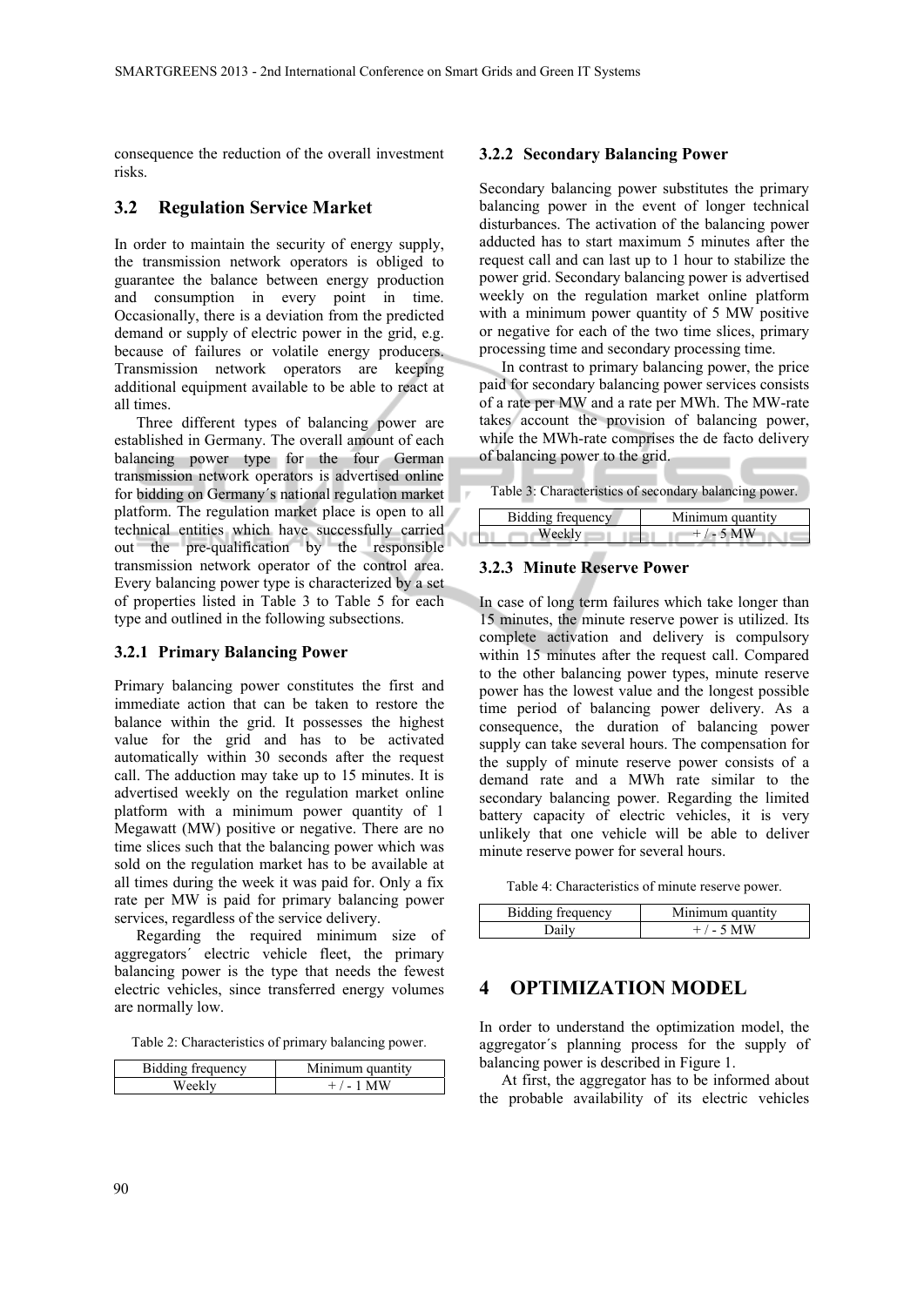consequence the reduction of the overall investment risks.

## 3.2 Regulation Service Market

In order to maintain the security of energy supply, the transmission network operators is obliged to guarantee the balance between energy production and consumption in every point in time. Occasionally, there is a deviation from the predicted demand or supply of electric power in the grid, e.g. because of failures or volatile energy producers. Transmission network operators are keeping additional equipment available to be able to react at all times.

Three different types of balancing power are established in Germany. The overall amount of each balancing power type for the four German transmission network operators is advertised online for bidding on Germany´s national regulation market platform. The regulation market place is open to all technical entities which have successfully carried out the pre-qualification by the responsible transmission network operator of the control area. Every balancing power type is characterized by a set of properties listed in Table 3 to Table 5 for each type and outlined in the following subsections.

### 3.2.1 Primary Balancing Power

Primary balancing power constitutes the first and immediate action that can be taken to restore the balance within the grid. It possesses the highest value for the grid and has to be activated automatically within 30 seconds after the request call. The adduction may take up to 15 minutes. It is advertised weekly on the regulation market online platform with a minimum power quantity of 1 Megawatt (MW) positive or negative. There are no time slices such that the balancing power which was sold on the regulation market has to be available at all times during the week it was paid for. Only a fix rate per MW is paid for primary balancing power services, regardless of the service delivery.

Regarding the required minimum size of aggregators´ electric vehicle fleet, the primary balancing power is the type that needs the fewest electric vehicles, since transferred energy volumes are normally low.

Table 2: Characteristics of primary balancing power.

| Bidding frequency | Minimum quantity |
|---|---|
| Weekly | + / - 1 MW |

### 3.2.2 Secondary Balancing Power

Secondary balancing power substitutes the primary balancing power in the event of longer technical disturbances. The activation of the balancing power adducted has to start maximum 5 minutes after the request call and can last up to 1 hour to stabilize the power grid. Secondary balancing power is advertised weekly on the regulation market online platform with a minimum power quantity of 5 MW positive or negative for each of the two time slices, primary processing time and secondary processing time.

In contrast to primary balancing power, the price paid for secondary balancing power services consists of a rate per MW and a rate per MWh. The MW-rate takes account the provision of balancing power, while the MWh-rate comprises the de facto delivery of balancing power to the grid.

Table 3: Characteristics of secondary balancing power.

| Bidding frequency | Minimum quantity |
|---|---|
| Weekly | + / - 5 MW |

### 3.2.3 Minute Reserve Power

In case of long term failures which take longer than 15 minutes, the minute reserve power is utilized. Its complete activation and delivery is compulsory within 15 minutes after the request call. Compared to the other balancing power types, minute reserve power has the lowest value and the longest possible time period of balancing power delivery. As a consequence, the duration of balancing power supply can take several hours. The compensation for the supply of minute reserve power consists of a demand rate and a MWh rate similar to the secondary balancing power. Regarding the limited battery capacity of electric vehicles, it is very unlikely that one vehicle will be able to deliver minute reserve power for several hours.

Table 4: Characteristics of minute reserve power.

| Bidding frequency | Minimum quantity |
|---|---|
| Daily | + / - 5 MW |

# 4 OPTIMIZATION MODEL

In order to understand the optimization model, the aggregator´s planning process for the supply of balancing power is described in Figure 1.

At first, the aggregator has to be informed about the probable availability of its electric vehicles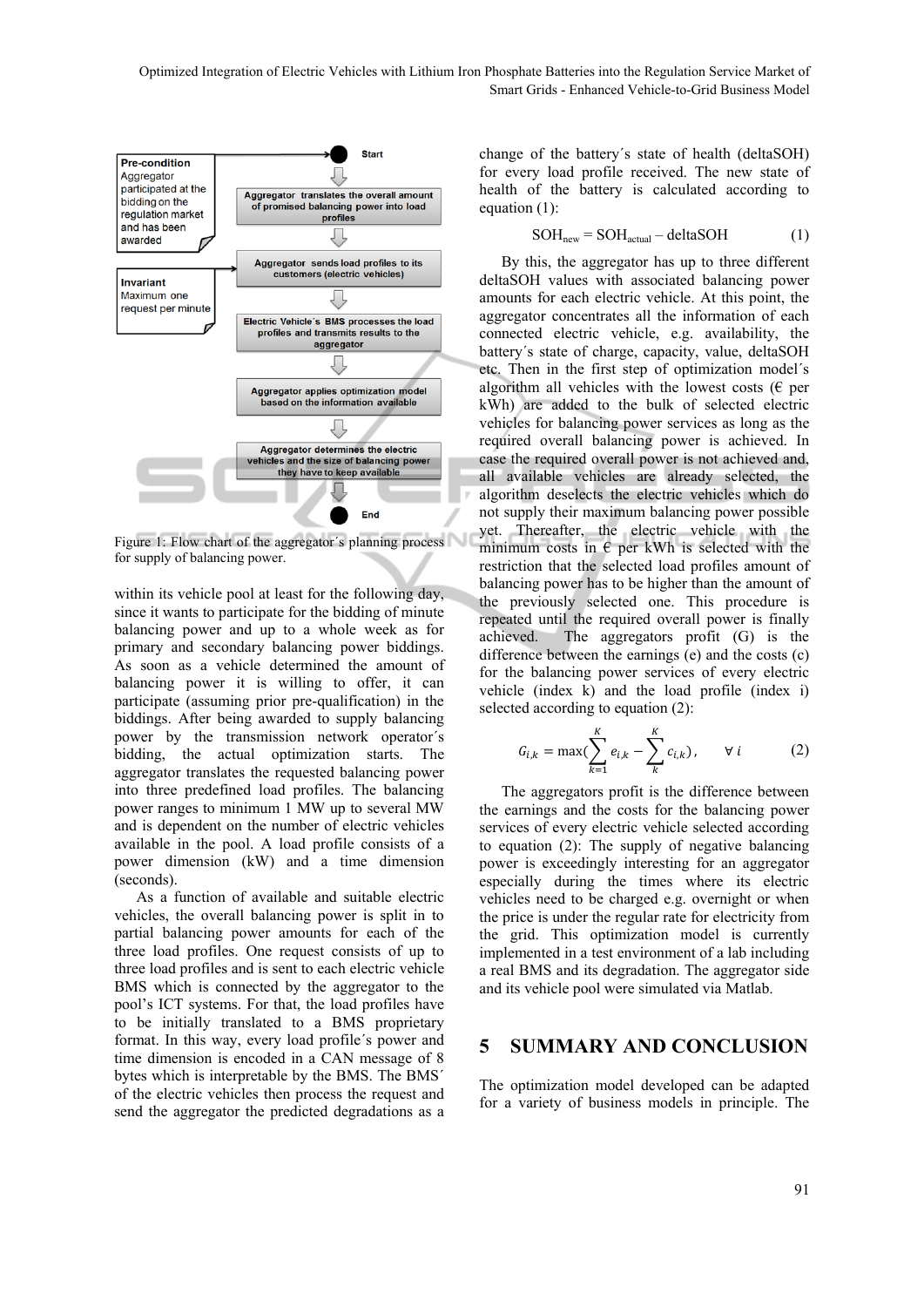Figure 1: Flow chart of the aggregator´s planning process for supply of balancing power.

within its vehicle pool at least for the following day, since it wants to participate for the bidding of minute balancing power and up to a whole week as for primary and secondary balancing power biddings. As soon as a vehicle determined the amount of balancing power it is willing to offer, it can participate (assuming prior pre-qualification) in the biddings. After being awarded to supply balancing power by the transmission network operator´s bidding, the actual optimization starts. The aggregator translates the requested balancing power into three predefined load profiles. The balancing power ranges to minimum 1 MW up to several MW and is dependent on the number of electric vehicles available in the pool. A load profile consists of a power dimension (kW) and a time dimension (seconds).

As a function of available and suitable electric vehicles, the overall balancing power is split in to partial balancing power amounts for each of the three load profiles. One request consists of up to three load profiles and is sent to each electric vehicle BMS which is connected by the aggregator to the pool's ICT systems. For that, the load profiles have to be initially translated to a BMS proprietary format. In this way, every load profile´s power and time dimension is encoded in a CAN message of 8 bytes which is interpretable by the BMS. The BMS´ of the electric vehicles then process the request and send the aggregator the predicted degradations as a change of the battery´s state of health (deltaSOH) for every load profile received. The new state of health of the battery is calculated according to equation (1):

$$SOH_{new} = SOH_{actual} - deltaSOH \qquad (1)$$

By this, the aggregator has up to three different deltaSOH values with associated balancing power amounts for each electric vehicle. At this point, the aggregator concentrates all the information of each connected electric vehicle, e.g. availability, the battery´s state of charge, capacity, value, deltaSOH etc. Then in the first step of optimization model´s algorithm all vehicles with the lowest costs (€ per kWh) are added to the bulk of selected electric vehicles for balancing power services as long as the required overall balancing power is achieved. In case the required overall power is not achieved and, all available vehicles are already selected, the algorithm deselects the electric vehicles which do not supply their maximum balancing power possible yet. Thereafter, the electric vehicle with the minimum costs in € per kWh is selected with the restriction that the selected load profiles amount of balancing power has to be higher than the amount of the previously selected one. This procedure is repeated until the required overall power is finally achieved. The aggregators profit (G) is the difference between the earnings (e) and the costs (c) for the balancing power services of every electric vehicle (index k) and the load profile (index i) selected according to equation (2):

$$G_{i,k} = \max\left(\sum_{k=1}^{K} e_{i,k} - \sum_{k}^{K} c_{i,k}\right), \qquad \forall\, i \qquad (2)$$

The aggregators profit is the difference between the earnings and the costs for the balancing power services of every electric vehicle selected according to equation (2): The supply of negative balancing power is exceedingly interesting for an aggregator especially during the times where electric vehicles need to be charged e.g. overnight or when the price is under the regular rate for electricity from the grid. This optimization model is currently implemented in a test environment of a lab including a real BMS and its degradation. The aggregator side and its vehicle pool were simulated via Matlab.

# 5 SUMMARY AND CONCLUSION

The optimization model developed can be adapted for a variety of business models in principle. The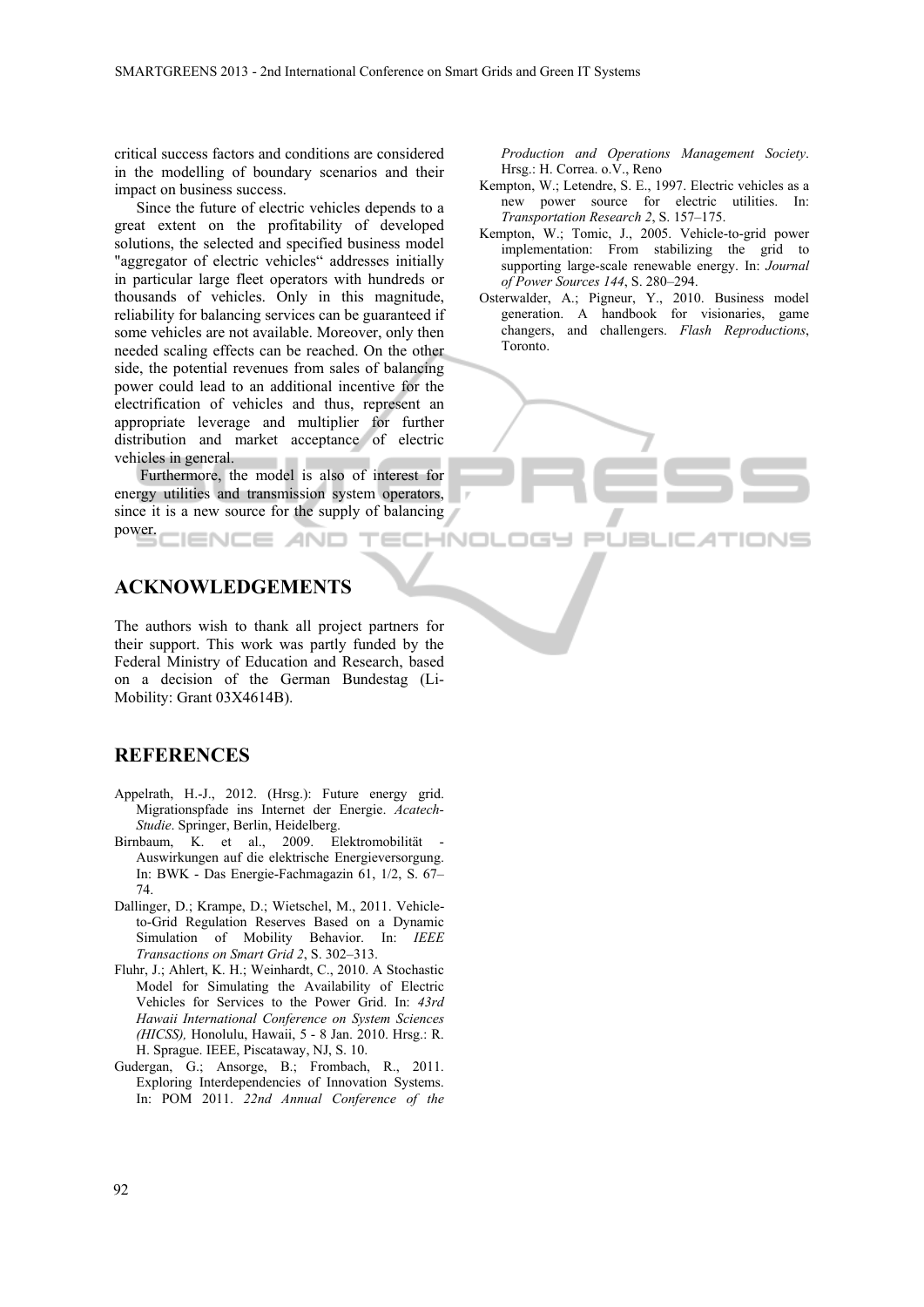critical success factors and conditions are considered in the modelling of boundary scenarios and their impact on business success.

Since the future of electric vehicles depends to a great extent on the profitability of developed solutions, the selected and specified business model "aggregator of electric vehicles" addresses initially in particular large fleet operators with hundreds or thousands of vehicles. Only in this magnitude, reliability for balancing services can be guaranteed if some vehicles are not available. Moreover, only then needed scaling effects can be reached. On the other side, the potential revenues from sales of balancing power could lead to an additional incentive for the electrification of vehicles and thus, represent an appropriate leverage and multiplier for further distribution and market acceptance of electric vehicles in general.

Furthermore, the model is also of interest for energy utilities and transmission system operators, since it is a new source for the supply of balancing power.

## ACKNOWLEDGEMENTS

The authors wish to thank all project partners for their support. This work was partly funded by the Federal Ministry of Education and Research, based on a decision of the German Bundestag (Li-Mobility: Grant 03X4614B).

## REFERENCES

Appelrath, H.-J., 2012. (Hrsg.): Future energy grid. Migrationspfade ins Internet der Energie. *Acatech-Studie*. Springer, Berlin, Heidelberg.

Birnbaum, K. et al., 2009. Elektromobilität - Auswirkungen auf die elektrische Energieversorgung. In: BWK - Das Energie-Fachmagazin 61, 1/2, S. 67–74.

Dallinger, D.; Krampe, D.; Wietschel, M., 2011. Vehicle-to-Grid Regulation Reserves Based on a Dynamic Simulation of Mobility Behavior. In: *IEEE Transactions on Smart Grid 2*, S. 302–313.

Fluhr, J.; Ahlert, K. H.; Weinhardt, C., 2010. A Stochastic Model for Simulating the Availability of Electric Vehicles for Services to the Power Grid. In: *43rd Hawaii International Conference on System Sciences (HICSS),* Honolulu, Hawaii, 5 - 8 Jan. 2010. Hrsg.: R. H. Sprague. IEEE, Piscataway, NJ, S. 10.

Gudergan, G.; Ansorge, B.; Frombach, R., 2011. Exploring Interdependencies of Innovation Systems. In: POM 2011. *22nd Annual Conference of the Production and Operations Management Society*. Hrsg.: H. Correa. o.V., Reno

Kempton, W.; Letendre, S. E., 1997. Electric vehicles as a new power source for electric utilities. In: *Transportation Research 2*, S. 157–175.

Kempton, W.; Tomic, J., 2005. Vehicle-to-grid power implementation: From stabilizing the grid to supporting large-scale renewable energy. In: *Journal of Power Sources 144*, S. 280–294.

Osterwalder, A.; Pigneur, Y., 2010. Business model generation. A handbook for visionaries, game changers, and challengers. *Flash Reproductions*, Toronto.